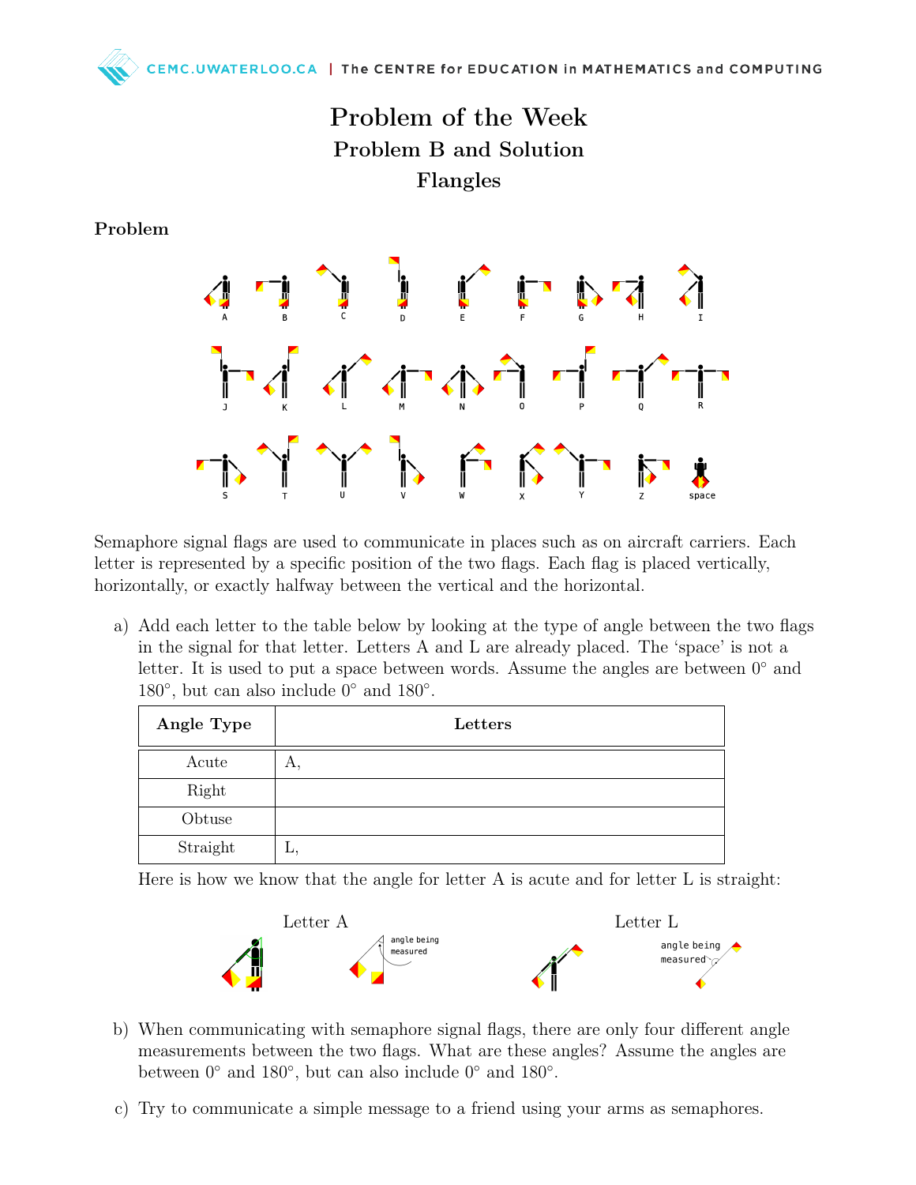# Problem of the Week

## Problem B and Solution

## Flangles

### Problem

Semaphore signal flags are used to communicate in places such as on aircraft carriers. Each letter is represented by a specific position of the two flags. Each flag is placed vertically, horizontally, or exactly halfway between the vertical and the horizontal.

a) Add each letter to the table below by looking at the type of angle between the two flags in the signal for that letter. Letters A and L are already placed. The 'space' is not a letter. It is used to put a space between words. Assume the angles are between 0° and 180°, but can also include 0° and 180°.

| Angle Type | Letters |
|---|---|
| Acute | A, |
| Right | |
| Obtuse | |
| Straight | L, |

Here is how we know that the angle for letter A is acute and for letter L is straight:

Letter A

Letter L

b) When communicating with semaphore signal flags, there are only four different angle measurements between the two flags. What are these angles? Assume the angles are between 0° and 180°, but can also include 0° and 180°.

c) Try to communicate a simple message to a friend using your arms as semaphores.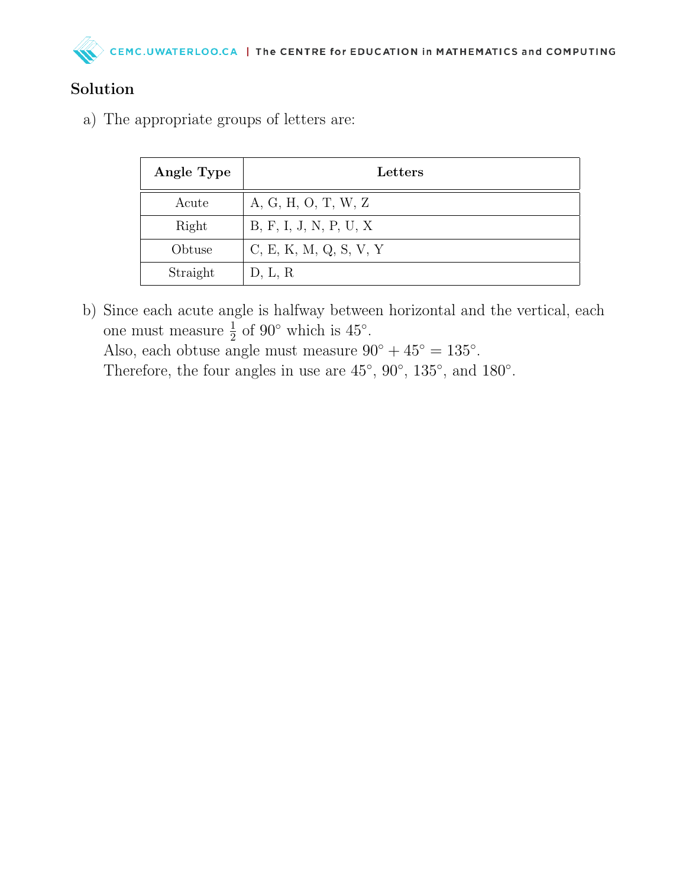## Solution

a) The appropriate groups of letters are:

| Angle Type | Letters |
|---|---|
| Acute | A, G, H, O, T, W, Z |
| Right | B, F, I, J, N, P, U, X |
| Obtuse | C, E, K, M, Q, S, V, Y |
| Straight | D, L, R |

b) Since each acute angle is halfway between horizontal and the vertical, each one must measure $\frac{1}{2}$ of $90^\circ$ which is $45^\circ$.
Also, each obtuse angle must measure $90^\circ + 45^\circ = 135^\circ$.
Therefore, the four angles in use are $45^\circ$, $90^\circ$, $135^\circ$, and $180^\circ$.